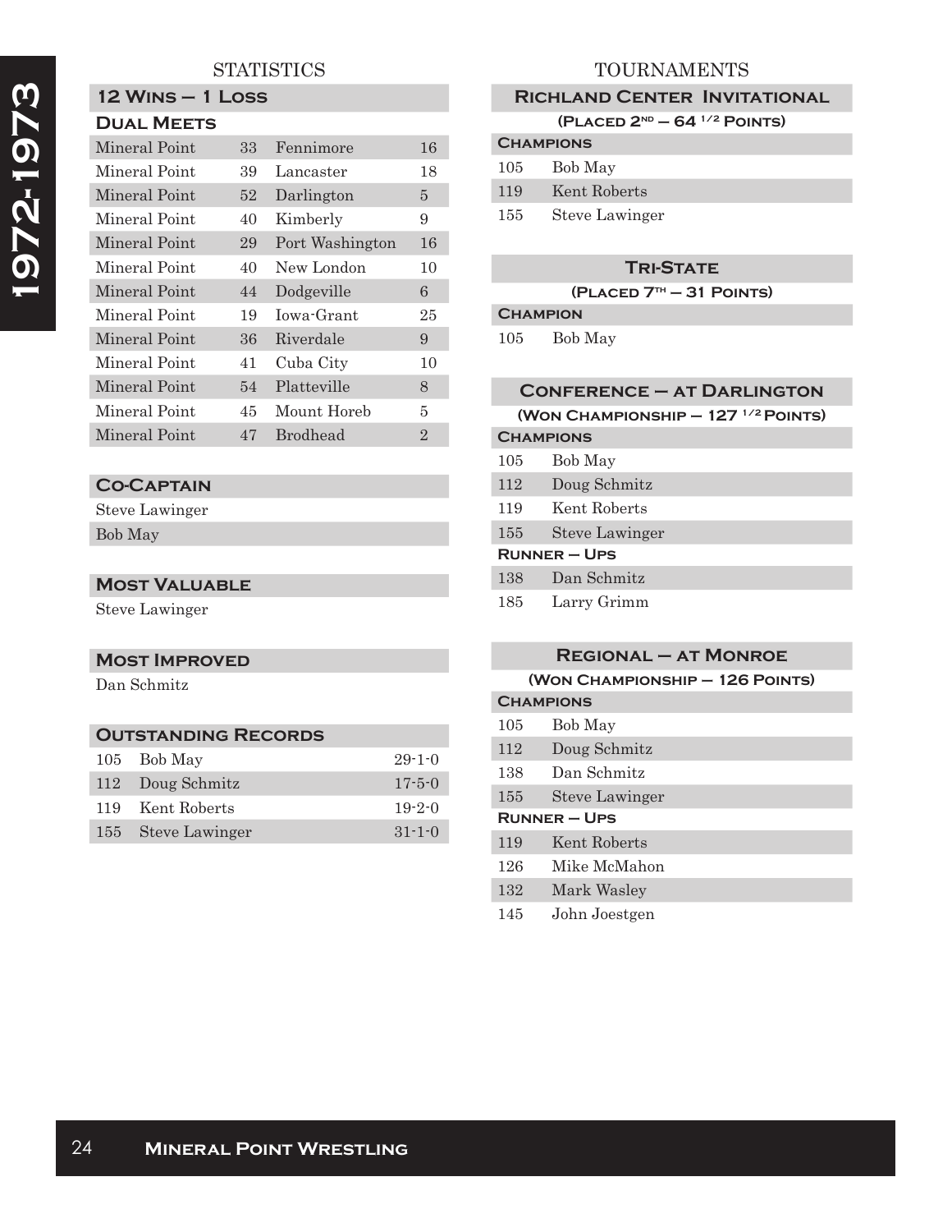# 1972-1973

## STATISTICS

### 12 Wins – 1 Loss

#### Dual Meets

| | | | |
|---|---|---|---|
| Mineral Point | 33 | Fennimore | 16 |
| Mineral Point | 39 | Lancaster | 18 |
| Mineral Point | 52 | Darlington | 5 |
| Mineral Point | 40 | Kimberly | 9 |
| Mineral Point | 29 | Port Washington | 16 |
| Mineral Point | 40 | New London | 10 |
| Mineral Point | 44 | Dodgeville | 6 |
| Mineral Point | 19 | Iowa-Grant | 25 |
| Mineral Point | 36 | Riverdale | 9 |
| Mineral Point | 41 | Cuba City | 10 |
| Mineral Point | 54 | Platteville | 8 |
| Mineral Point | 45 | Mount Horeb | 5 |
| Mineral Point | 47 | Brodhead | 2 |

### Co-Captain

Steve Lawinger

Bob May

### Most Valuable

Steve Lawinger

### Most Improved

Dan Schmitz

### Outstanding Records

| | | |
|---|---|---|
| 105 | Bob May | 29-1-0 |
| 112 | Doug Schmitz | 17-5-0 |
| 119 | Kent Roberts | 19-2-0 |
| 155 | Steve Lawinger | 31-1-0 |

## TOURNAMENTS

### Richland Center Invitational

**(Placed 2nd – 64 1/2 Points)**

**Champions**

| | |
|---|---|
| 105 | Bob May |
| 119 | Kent Roberts |
| 155 | Steve Lawinger |

### Tri-State

**(Placed 7th – 31 Points)**

**Champion**

| | |
|---|---|
| 105 | Bob May |

### Conference – at Darlington

**(Won Championship – 127 1/2 Points)**

**Champions**

| | |
|---|---|
| 105 | Bob May |
| 112 | Doug Schmitz |
| 119 | Kent Roberts |
| 155 | Steve Lawinger |

**Runner – Ups**

| | |
|---|---|
| 138 | Dan Schmitz |
| 185 | Larry Grimm |

### Regional – at Monroe

**(Won Championship – 126 Points)**

**Champions**

| | |
|---|---|
| 105 | Bob May |
| 112 | Doug Schmitz |
| 138 | Dan Schmitz |
| 155 | Steve Lawinger |

**Runner – Ups**

| | |
|---|---|
| 119 | Kent Roberts |
| 126 | Mike McMahon |
| 132 | Mark Wasley |
| 145 | John Joestgen |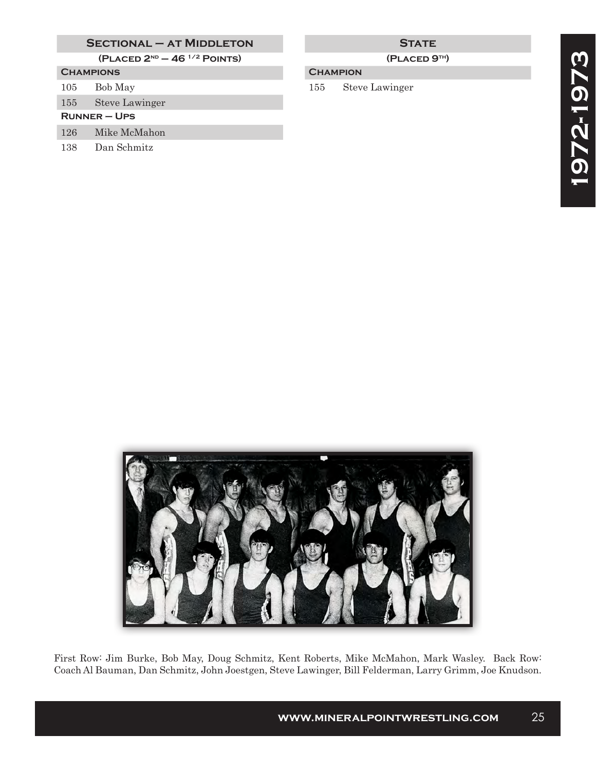## Sectional – at Middleton

**(Placed 2nd – 46 1/2 Points)**

**Champions**

| | |
|---|---|
| 105 | Bob May |
| 155 | Steve Lawinger |

**Runner – Ups**

| | |
|---|---|
| 126 | Mike McMahon |
| 138 | Dan Schmitz |

## State

**(Placed 9th)**

**Champion**

| | |
|---|---|
| 155 | Steve Lawinger |

# 1972-1973

First Row: Jim Burke, Bob May, Doug Schmitz, Kent Roberts, Mike McMahon, Mark Wasley. Back Row: Coach Al Bauman, Dan Schmitz, John Joestgen, Steve Lawinger, Bill Felderman, Larry Grimm, Joe Knudson.